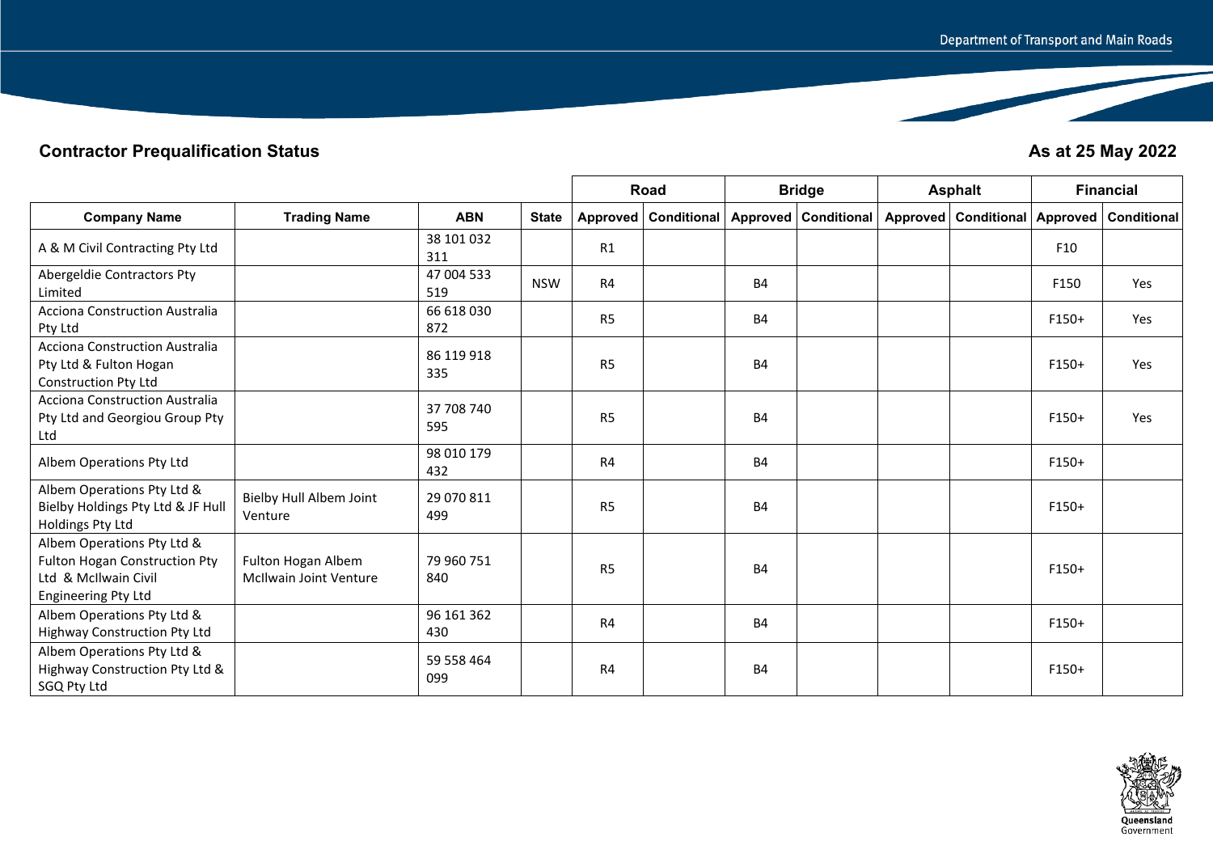## Contractor Prequalification Status

**As at 25 May 2022**

| Company Name | Trading Name | ABN | State | Road | | Bridge | | Asphalt | | Financial | |
|---|---|---|---|---|---|---|---|---|---|---|---|
| | | | | Approved | Conditional | Approved | Conditional | Approved | Conditional | Approved | Conditional |
| A & M Civil Contracting Pty Ltd | | 38 101 032 311 | | R1 | | | | | | F10 | |
| Abergeldie Contractors Pty Limited | | 47 004 533 519 | NSW | R4 | | B4 | | | | F150 | Yes |
| Acciona Construction Australia Pty Ltd | | 66 618 030 872 | | R5 | | B4 | | | | F150+ | Yes |
| Acciona Construction Australia Pty Ltd & Fulton Hogan Construction Pty Ltd | | 86 119 918 335 | | R5 | | B4 | | | | F150+ | Yes |
| Acciona Construction Australia Pty Ltd and Georgiou Group Pty Ltd | | 37 708 740 595 | | R5 | | B4 | | | | F150+ | Yes |
| Albem Operations Pty Ltd | | 98 010 179 432 | | R4 | | B4 | | | | F150+ | |
| Albem Operations Pty Ltd & Bielby Holdings Pty Ltd & JF Hull Holdings Pty Ltd | Bielby Hull Albem Joint Venture | 29 070 811 499 | | R5 | | B4 | | | | F150+ | |
| Albem Operations Pty Ltd & Fulton Hogan Construction Pty Ltd & McIlwain Civil Engineering Pty Ltd | Fulton Hogan Albem McIlwain Joint Venture | 79 960 751 840 | | R5 | | B4 | | | | F150+ | |
| Albem Operations Pty Ltd & Highway Construction Pty Ltd | | 96 161 362 430 | | R4 | | B4 | | | | F150+ | |
| Albem Operations Pty Ltd & Highway Construction Pty Ltd & SGQ Pty Ltd | | 59 558 464 099 | | R4 | | B4 | | | | F150+ | |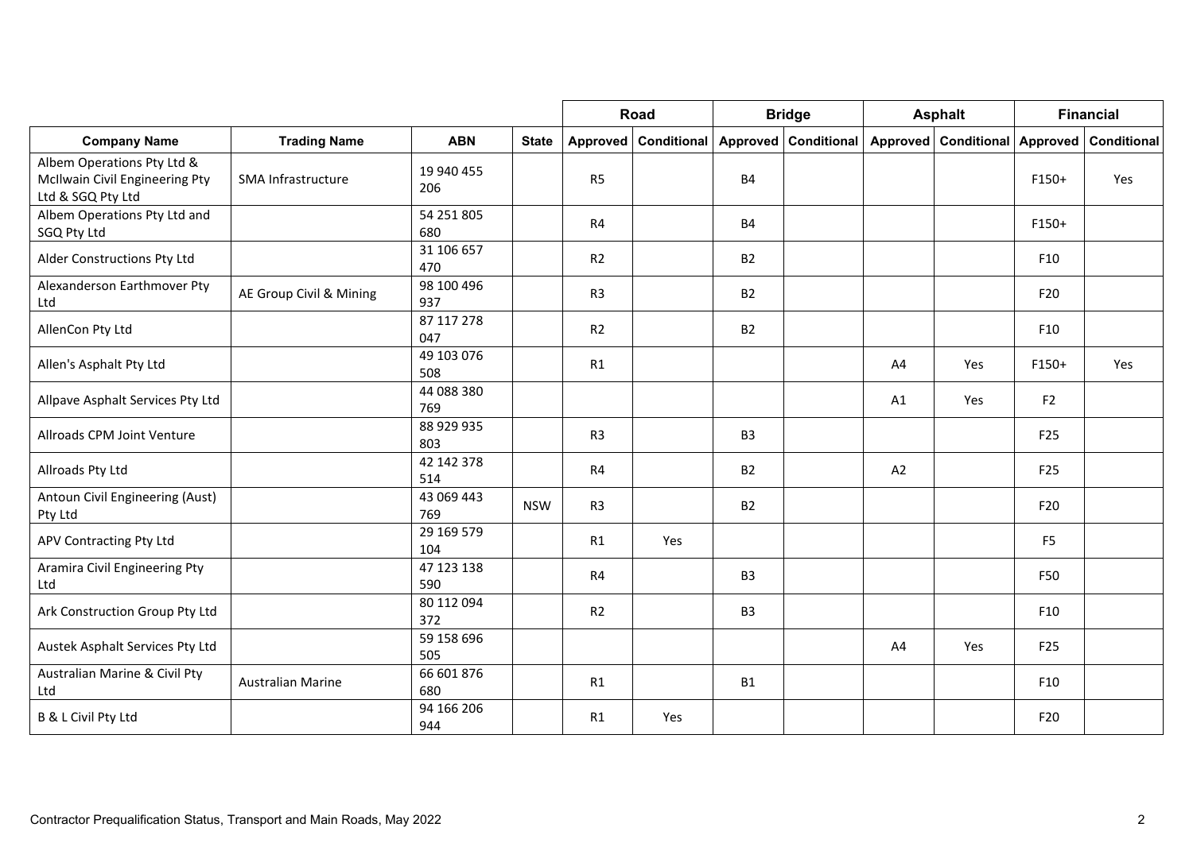| | | | | Road | | Bridge | | Asphalt | | Financial | |
|---|---|---|---|---|---|---|---|---|---|---|---|
| **Company Name** | **Trading Name** | **ABN** | **State** | **Approved** | **Conditional** | **Approved** | **Conditional** | **Approved** | **Conditional** | **Approved** | **Conditional** |
| Albem Operations Pty Ltd & McIlwain Civil Engineering Pty Ltd & SGQ Pty Ltd | SMA Infrastructure | 19 940 455 206 | | R5 | | B4 | | | | F150+ | Yes |
| Albem Operations Pty Ltd and SGQ Pty Ltd | | 54 251 805 680 | | R4 | | B4 | | | | F150+ | |
| Alder Constructions Pty Ltd | | 31 106 657 470 | | R2 | | B2 | | | | F10 | |
| Alexanderson Earthmover Pty Ltd | AE Group Civil & Mining | 98 100 496 937 | | R3 | | B2 | | | | F20 | |
| AllenCon Pty Ltd | | 87 117 278 047 | | R2 | | B2 | | | | F10 | |
| Allen's Asphalt Pty Ltd | | 49 103 076 508 | | R1 | | | | A4 | Yes | F150+ | Yes |
| Allpave Asphalt Services Pty Ltd | | 44 088 380 769 | | | | | | A1 | Yes | F2 | |
| Allroads CPM Joint Venture | | 88 929 935 803 | | R3 | | B3 | | | | F25 | |
| Allroads Pty Ltd | | 42 142 378 514 | | R4 | | B2 | | A2 | | F25 | |
| Antoun Civil Engineering (Aust) Pty Ltd | | 43 069 443 769 | NSW | R3 | | B2 | | | | F20 | |
| APV Contracting Pty Ltd | | 29 169 579 104 | | R1 | Yes | | | | | F5 | |
| Aramira Civil Engineering Pty Ltd | | 47 123 138 590 | | R4 | | B3 | | | | F50 | |
| Ark Construction Group Pty Ltd | | 80 112 094 372 | | R2 | | B3 | | | | F10 | |
| Austek Asphalt Services Pty Ltd | | 59 158 696 505 | | | | | | A4 | Yes | F25 | |
| Australian Marine & Civil Pty Ltd | Australian Marine | 66 601 876 680 | | R1 | | B1 | | | | F10 | |
| B & L Civil Pty Ltd | | 94 166 206 944 | | R1 | Yes | | | | | F20 | |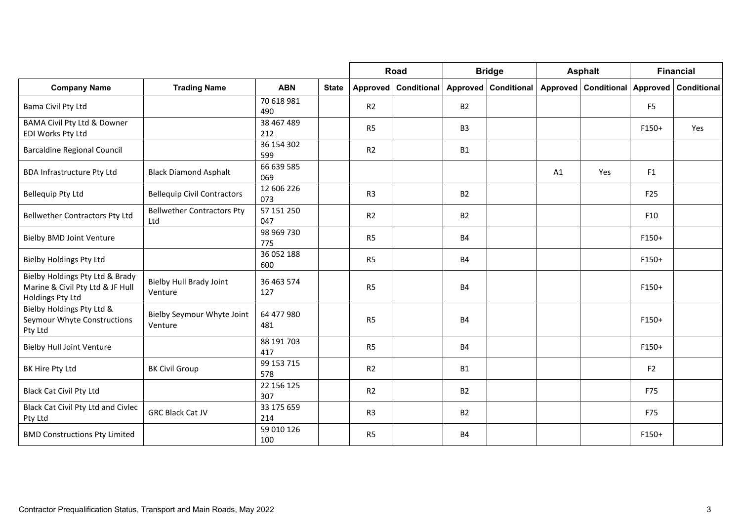| | | | | Road | | Bridge | | Asphalt | | Financial | |
|---|---|---|---|---|---|---|---|---|---|---|---|
| **Company Name** | **Trading Name** | **ABN** | **State** | **Approved** | **Conditional** | **Approved** | **Conditional** | **Approved** | **Conditional** | **Approved** | **Conditional** |
| Bama Civil Pty Ltd | | 70 618 981 490 | | R2 | | B2 | | | | F5 | |
| BAMA Civil Pty Ltd & Downer EDI Works Pty Ltd | | 38 467 489 212 | | R5 | | B3 | | | | F150+ | Yes |
| Barcaldine Regional Council | | 36 154 302 599 | | R2 | | B1 | | | | | |
| BDA Infrastructure Pty Ltd | Black Diamond Asphalt | 66 639 585 069 | | | | | | A1 | Yes | F1 | |
| Bellequip Pty Ltd | Bellequip Civil Contractors | 12 606 226 073 | | R3 | | B2 | | | | F25 | |
| Bellwether Contractors Pty Ltd | Bellwether Contractors Pty Ltd | 57 151 250 047 | | R2 | | B2 | | | | F10 | |
| Bielby BMD Joint Venture | | 98 969 730 775 | | R5 | | B4 | | | | F150+ | |
| Bielby Holdings Pty Ltd | | 36 052 188 600 | | R5 | | B4 | | | | F150+ | |
| Bielby Holdings Pty Ltd & Brady Marine & Civil Pty Ltd & JF Hull Holdings Pty Ltd | Bielby Hull Brady Joint Venture | 36 463 574 127 | | R5 | | B4 | | | | F150+ | |
| Bielby Holdings Pty Ltd & Seymour Whyte Constructions Pty Ltd | Bielby Seymour Whyte Joint Venture | 64 477 980 481 | | R5 | | B4 | | | | F150+ | |
| Bielby Hull Joint Venture | | 88 191 703 417 | | R5 | | B4 | | | | F150+ | |
| BK Hire Pty Ltd | BK Civil Group | 99 153 715 578 | | R2 | | B1 | | | | F2 | |
| Black Cat Civil Pty Ltd | | 22 156 125 307 | | R2 | | B2 | | | | F75 | |
| Black Cat Civil Pty Ltd and Civlec Pty Ltd | GRC Black Cat JV | 33 175 659 214 | | R3 | | B2 | | | | F75 | |
| BMD Constructions Pty Limited | | 59 010 126 100 | | R5 | | B4 | | | | F150+ | |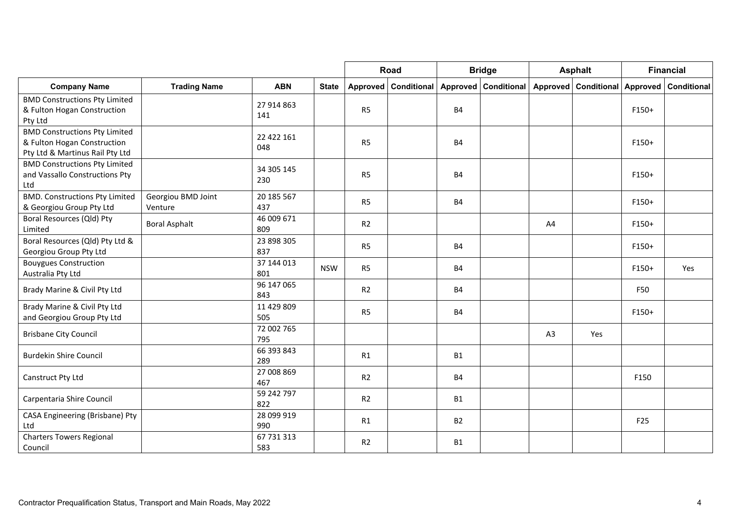| | | | | Road | | Bridge | | Asphalt | | Financial | |
|---|---|---|---|---|---|---|---|---|---|---|---|
| **Company Name** | **Trading Name** | **ABN** | **State** | **Approved** | **Conditional** | **Approved** | **Conditional** | **Approved** | **Conditional** | **Approved** | **Conditional** |
| BMD Constructions Pty Limited & Fulton Hogan Construction Pty Ltd | | 27 914 863 141 | | R5 | | B4 | | | | F150+ | |
| BMD Constructions Pty Limited & Fulton Hogan Construction Pty Ltd & Martinus Rail Pty Ltd | | 22 422 161 048 | | R5 | | B4 | | | | F150+ | |
| BMD Constructions Pty Limited and Vassallo Constructions Pty Ltd | | 34 305 145 230 | | R5 | | B4 | | | | F150+ | |
| BMD. Constructions Pty Limited & Georgiou Group Pty Ltd | Georgiou BMD Joint Venture | 20 185 567 437 | | R5 | | B4 | | | | F150+ | |
| Boral Resources (Qld) Pty Limited | Boral Asphalt | 46 009 671 809 | | R2 | | | | A4 | | F150+ | |
| Boral Resources (Qld) Pty Ltd & Georgiou Group Pty Ltd | | 23 898 305 837 | | R5 | | B4 | | | | F150+ | |
| Bouygues Construction Australia Pty Ltd | | 37 144 013 801 | NSW | R5 | | B4 | | | | F150+ | Yes |
| Brady Marine & Civil Pty Ltd | | 96 147 065 843 | | R2 | | B4 | | | | F50 | |
| Brady Marine & Civil Pty Ltd and Georgiou Group Pty Ltd | | 11 429 809 505 | | R5 | | B4 | | | | F150+ | |
| Brisbane City Council | | 72 002 765 795 | | | | | | A3 | Yes | | |
| Burdekin Shire Council | | 66 393 843 289 | | R1 | | B1 | | | | | |
| Canstruct Pty Ltd | | 27 008 869 467 | | R2 | | B4 | | | | F150 | |
| Carpentaria Shire Council | | 59 242 797 822 | | R2 | | B1 | | | | | |
| CASA Engineering (Brisbane) Pty Ltd | | 28 099 919 990 | | R1 | | B2 | | | | F25 | |
| Charters Towers Regional Council | | 67 731 313 583 | | R2 | | B1 | | | | | |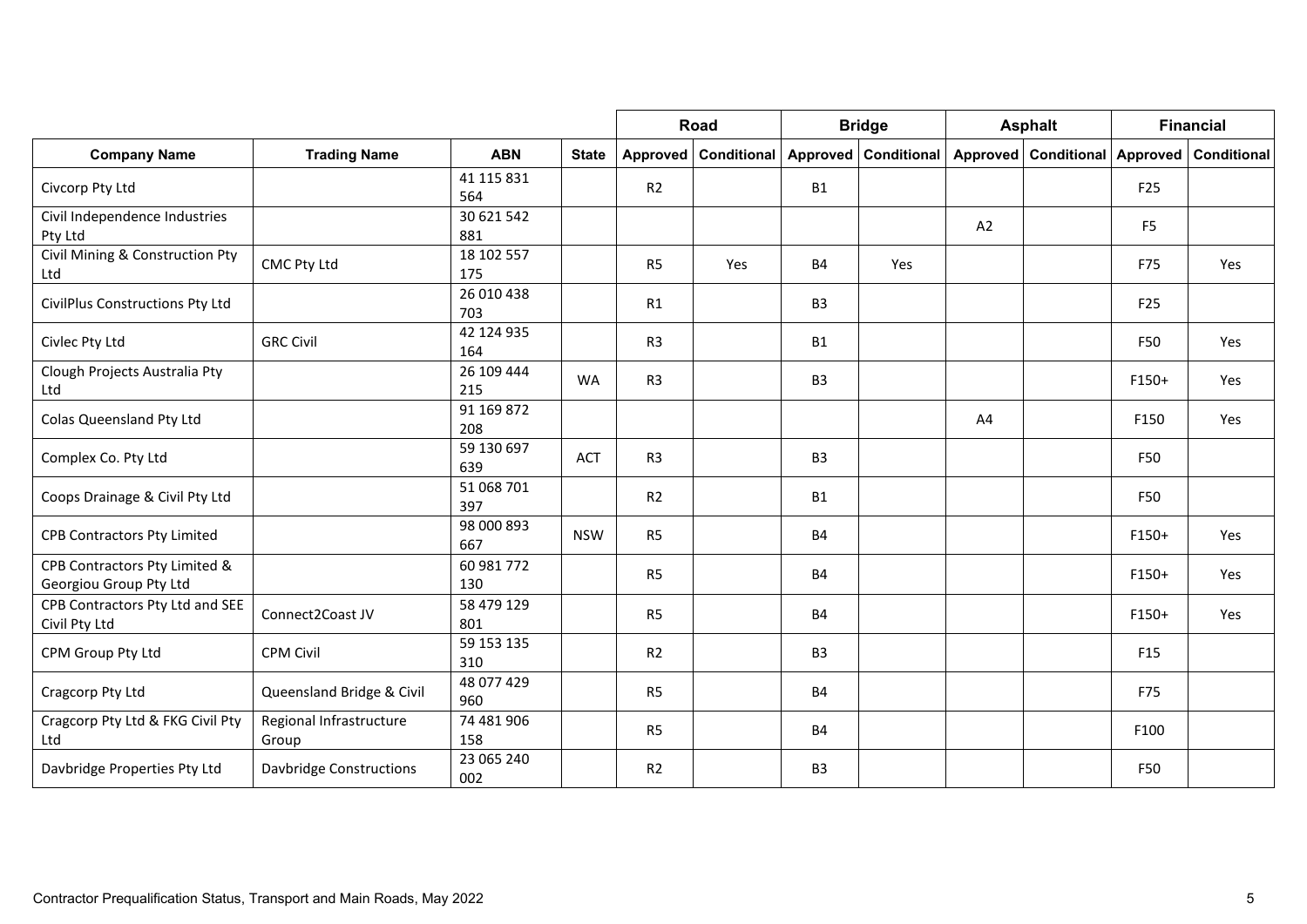| | | | | Road | | Bridge | | Asphalt | | Financial | |
|---|---|---|---|---|---|---|---|---|---|---|---|
| **Company Name** | **Trading Name** | **ABN** | **State** | **Approved** | **Conditional** | **Approved** | **Conditional** | **Approved** | **Conditional** | **Approved** | **Conditional** |
| Civcorp Pty Ltd | | 41 115 831 564 | | R2 | | B1 | | | | F25 | |
| Civil Independence Industries Pty Ltd | | 30 621 542 881 | | | | | | A2 | | F5 | |
| Civil Mining & Construction Pty Ltd | CMC Pty Ltd | 18 102 557 175 | | R5 | Yes | B4 | Yes | | | F75 | Yes |
| CivilPlus Constructions Pty Ltd | | 26 010 438 703 | | R1 | | B3 | | | | F25 | |
| Civlec Pty Ltd | GRC Civil | 42 124 935 164 | | R3 | | B1 | | | | F50 | Yes |
| Clough Projects Australia Pty Ltd | | 26 109 444 215 | WA | R3 | | B3 | | | | F150+ | Yes |
| Colas Queensland Pty Ltd | | 91 169 872 208 | | | | | | A4 | | F150 | Yes |
| Complex Co. Pty Ltd | | 59 130 697 639 | ACT | R3 | | B3 | | | | F50 | |
| Coops Drainage & Civil Pty Ltd | | 51 068 701 397 | | R2 | | B1 | | | | F50 | |
| CPB Contractors Pty Limited | | 98 000 893 667 | NSW | R5 | | B4 | | | | F150+ | Yes |
| CPB Contractors Pty Limited & Georgiou Group Pty Ltd | | 60 981 772 130 | | R5 | | B4 | | | | F150+ | Yes |
| CPB Contractors Pty Ltd and SEE Civil Pty Ltd | Connect2Coast JV | 58 479 129 801 | | R5 | | B4 | | | | F150+ | Yes |
| CPM Group Pty Ltd | CPM Civil | 59 153 135 310 | | R2 | | B3 | | | | F15 | |
| Cragcorp Pty Ltd | Queensland Bridge & Civil | 48 077 429 960 | | R5 | | B4 | | | | F75 | |
| Cragcorp Pty Ltd & FKG Civil Pty Ltd | Regional Infrastructure Group | 74 481 906 158 | | R5 | | B4 | | | | F100 | |
| Davbridge Properties Pty Ltd | Davbridge Constructions | 23 065 240 002 | | R2 | | B3 | | | | F50 | |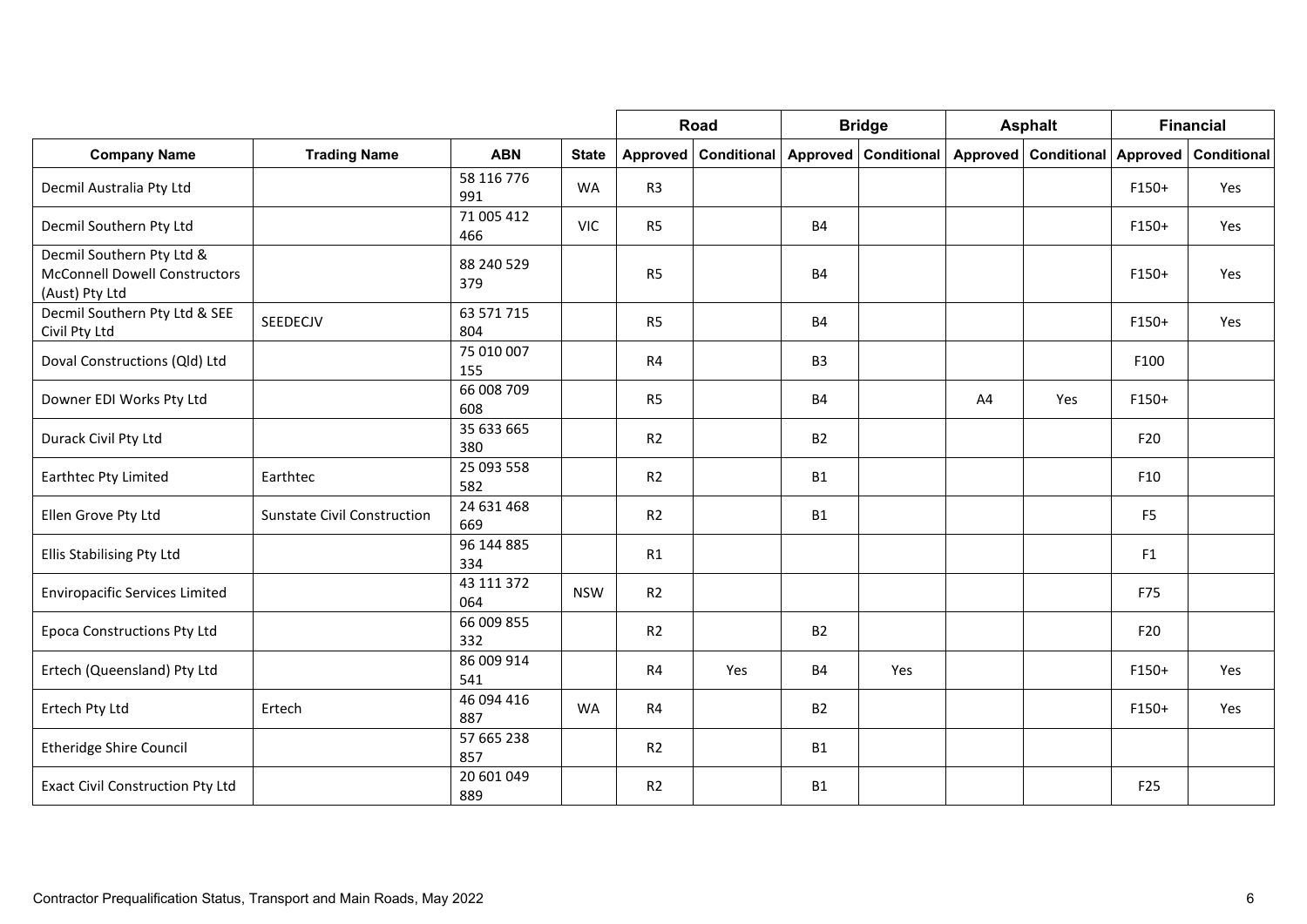| | | | | Road | | Bridge | | Asphalt | | Financial | |
|---|---|---|---|---|---|---|---|---|---|---|---|
| **Company Name** | **Trading Name** | **ABN** | **State** | **Approved** | **Conditional** | **Approved** | **Conditional** | **Approved** | **Conditional** | **Approved** | **Conditional** |
| Decmil Australia Pty Ltd | | 58 116 776 991 | WA | R3 | | | | | | F150+ | Yes |
| Decmil Southern Pty Ltd | | 71 005 412 466 | VIC | R5 | | B4 | | | | F150+ | Yes |
| Decmil Southern Pty Ltd & McConnell Dowell Constructors (Aust) Pty Ltd | | 88 240 529 379 | | R5 | | B4 | | | | F150+ | Yes |
| Decmil Southern Pty Ltd & SEE Civil Pty Ltd | SEEDECJV | 63 571 715 804 | | R5 | | B4 | | | | F150+ | Yes |
| Doval Constructions (Qld) Ltd | | 75 010 007 155 | | R4 | | B3 | | | | F100 | |
| Downer EDI Works Pty Ltd | | 66 008 709 608 | | R5 | | B4 | | A4 | Yes | F150+ | |
| Durack Civil Pty Ltd | | 35 633 665 380 | | R2 | | B2 | | | | F20 | |
| Earthtec Pty Limited | Earthtec | 25 093 558 582 | | R2 | | B1 | | | | F10 | |
| Ellen Grove Pty Ltd | Sunstate Civil Construction | 24 631 468 669 | | R2 | | B1 | | | | F5 | |
| Ellis Stabilising Pty Ltd | | 96 144 885 334 | | R1 | | | | | | F1 | |
| Enviropacific Services Limited | | 43 111 372 064 | NSW | R2 | | | | | | F75 | |
| Epoca Constructions Pty Ltd | | 66 009 855 332 | | R2 | | B2 | | | | F20 | |
| Ertech (Queensland) Pty Ltd | | 86 009 914 541 | | R4 | Yes | B4 | Yes | | | F150+ | Yes |
| Ertech Pty Ltd | Ertech | 46 094 416 887 | WA | R4 | | B2 | | | | F150+ | Yes |
| Etheridge Shire Council | | 57 665 238 857 | | R2 | | B1 | | | | | |
| Exact Civil Construction Pty Ltd | | 20 601 049 889 | | R2 | | B1 | | | | F25 | |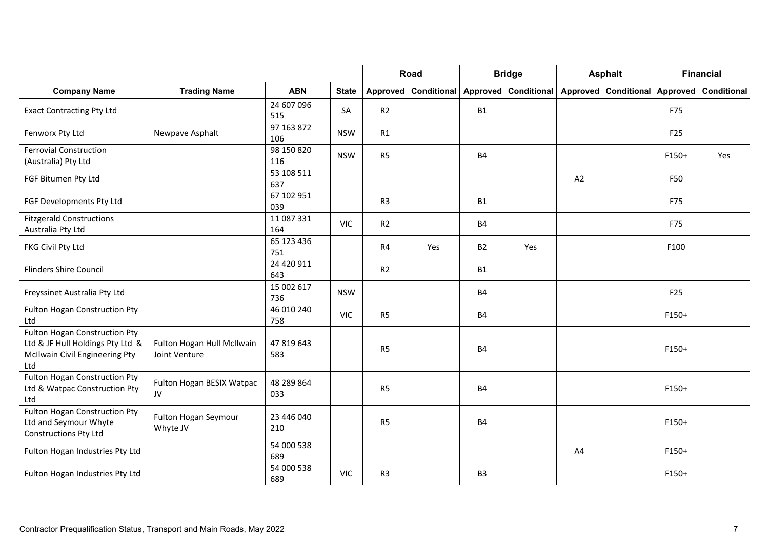| | | | | Road | | Bridge | | Asphalt | | Financial | |
|---|---|---|---|---|---|---|---|---|---|---|---|
| **Company Name** | **Trading Name** | **ABN** | **State** | **Approved** | **Conditional** | **Approved** | **Conditional** | **Approved** | **Conditional** | **Approved** | **Conditional** |
| Exact Contracting Pty Ltd | | 24 607 096 515 | SA | R2 | | B1 | | | | F75 | |
| Fenworx Pty Ltd | Newpave Asphalt | 97 163 872 106 | NSW | R1 | | | | | | F25 | |
| Ferrovial Construction (Australia) Pty Ltd | | 98 150 820 116 | NSW | R5 | | B4 | | | | F150+ | Yes |
| FGF Bitumen Pty Ltd | | 53 108 511 637 | | | | | | A2 | | F50 | |
| FGF Developments Pty Ltd | | 67 102 951 039 | | R3 | | B1 | | | | F75 | |
| Fitzgerald Constructions Australia Pty Ltd | | 11 087 331 164 | VIC | R2 | | B4 | | | | F75 | |
| FKG Civil Pty Ltd | | 65 123 436 751 | | R4 | Yes | B2 | Yes | | | F100 | |
| Flinders Shire Council | | 24 420 911 643 | | R2 | | B1 | | | | | |
| Freyssinet Australia Pty Ltd | | 15 002 617 736 | NSW | | | B4 | | | | F25 | |
| Fulton Hogan Construction Pty Ltd | | 46 010 240 758 | VIC | R5 | | B4 | | | | F150+ | |
| Fulton Hogan Construction Pty Ltd & JF Hull Holdings Pty Ltd & McIlwain Civil Engineering Pty Ltd | Fulton Hogan Hull McIlwain Joint Venture | 47 819 643 583 | | R5 | | B4 | | | | F150+ | |
| Fulton Hogan Construction Pty Ltd & Watpac Construction Pty Ltd | Fulton Hogan BESIX Watpac JV | 48 289 864 033 | | R5 | | B4 | | | | F150+ | |
| Fulton Hogan Construction Pty Ltd and Seymour Whyte Constructions Pty Ltd | Fulton Hogan Seymour Whyte JV | 23 446 040 210 | | R5 | | B4 | | | | F150+ | |
| Fulton Hogan Industries Pty Ltd | | 54 000 538 689 | | | | | | A4 | | F150+ | |
| Fulton Hogan Industries Pty Ltd | | 54 000 538 689 | VIC | R3 | | B3 | | | | F150+ | |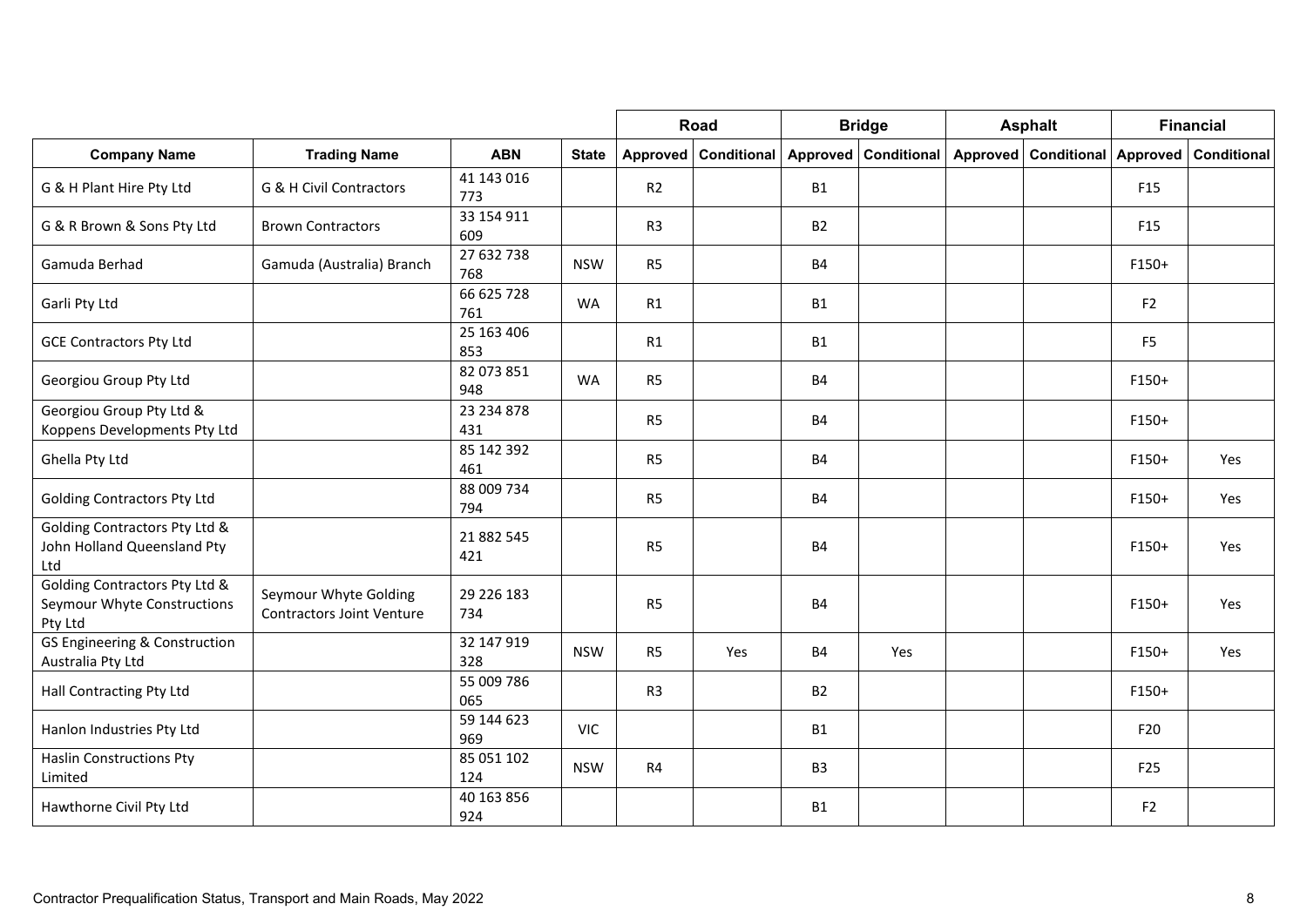| | | | | Road | | Bridge | | Asphalt | | Financial | |
|---|---|---|---|---|---|---|---|---|---|---|---|
| **Company Name** | **Trading Name** | **ABN** | **State** | **Approved** | **Conditional** | **Approved** | **Conditional** | **Approved** | **Conditional** | **Approved** | **Conditional** |
| G & H Plant Hire Pty Ltd | G & H Civil Contractors | 41 143 016 773 | | R2 | | B1 | | | | F15 | |
| G & R Brown & Sons Pty Ltd | Brown Contractors | 33 154 911 609 | | R3 | | B2 | | | | F15 | |
| Gamuda Berhad | Gamuda (Australia) Branch | 27 632 738 768 | NSW | R5 | | B4 | | | | F150+ | |
| Garli Pty Ltd | | 66 625 728 761 | WA | R1 | | B1 | | | | F2 | |
| GCE Contractors Pty Ltd | | 25 163 406 853 | | R1 | | B1 | | | | F5 | |
| Georgiou Group Pty Ltd | | 82 073 851 948 | WA | R5 | | B4 | | | | F150+ | |
| Georgiou Group Pty Ltd & Koppens Developments Pty Ltd | | 23 234 878 431 | | R5 | | B4 | | | | F150+ | |
| Ghella Pty Ltd | | 85 142 392 461 | | R5 | | B4 | | | | F150+ | Yes |
| Golding Contractors Pty Ltd | | 88 009 734 794 | | R5 | | B4 | | | | F150+ | Yes |
| Golding Contractors Pty Ltd & John Holland Queensland Pty Ltd | | 21 882 545 421 | | R5 | | B4 | | | | F150+ | Yes |
| Golding Contractors Pty Ltd & Seymour Whyte Constructions Pty Ltd | Seymour Whyte Golding Contractors Joint Venture | 29 226 183 734 | | R5 | | B4 | | | | F150+ | Yes |
| GS Engineering & Construction Australia Pty Ltd | | 32 147 919 328 | NSW | R5 | Yes | B4 | Yes | | | F150+ | Yes |
| Hall Contracting Pty Ltd | | 55 009 786 065 | | R3 | | B2 | | | | F150+ | |
| Hanlon Industries Pty Ltd | | 59 144 623 969 | VIC | | | B1 | | | | F20 | |
| Haslin Constructions Pty Limited | | 85 051 102 124 | NSW | R4 | | B3 | | | | F25 | |
| Hawthorne Civil Pty Ltd | | 40 163 856 924 | | | | B1 | | | | F2 | |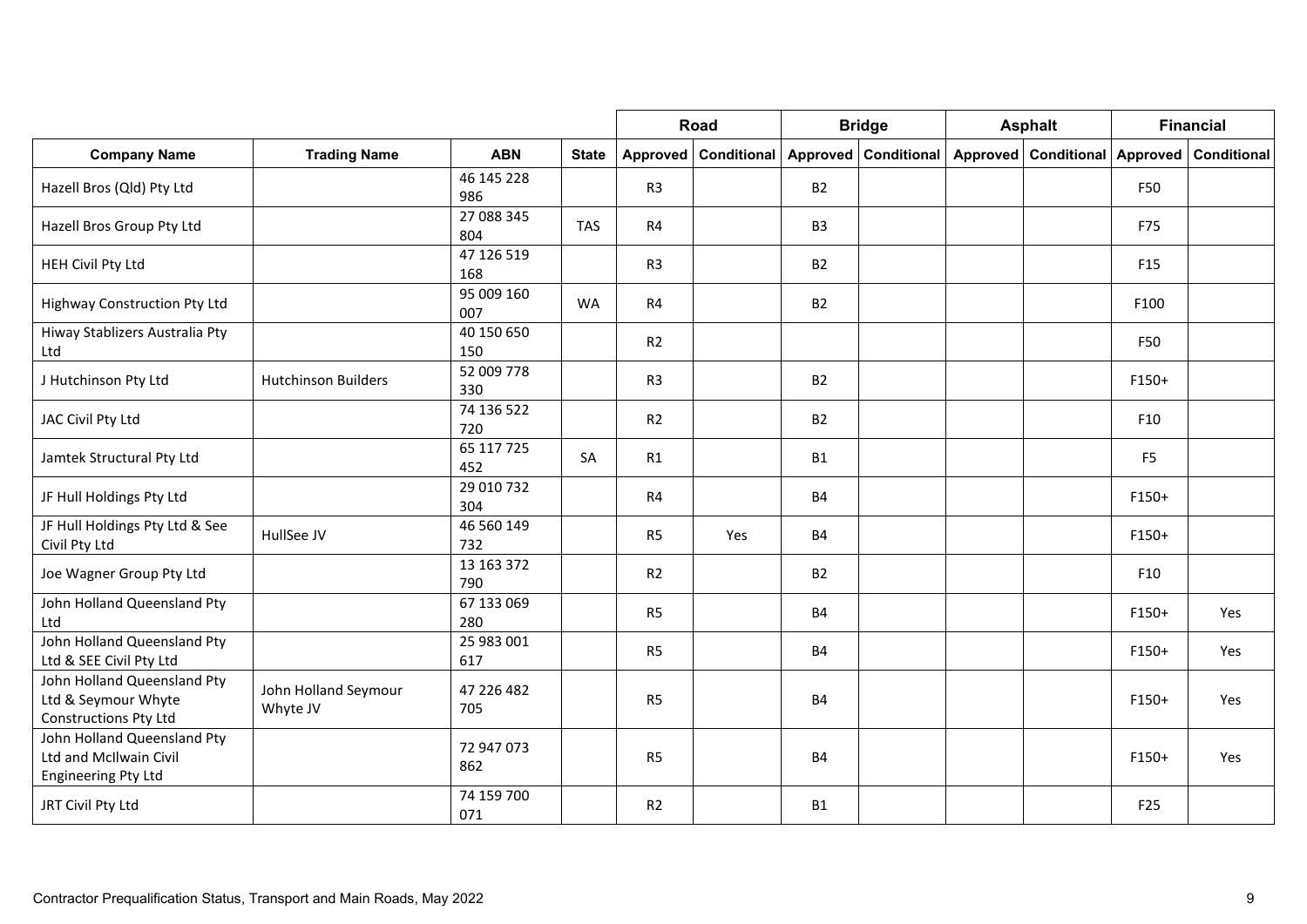| | | | | Road | | Bridge | | Asphalt | | Financial | |
|---|---|---|---|---|---|---|---|---|---|---|---|
| **Company Name** | **Trading Name** | **ABN** | **State** | **Approved** | **Conditional** | **Approved** | **Conditional** | **Approved** | **Conditional** | **Approved** | **Conditional** |
| Hazell Bros (Qld) Pty Ltd | | 46 145 228 986 | | R3 | | B2 | | | | F50 | |
| Hazell Bros Group Pty Ltd | | 27 088 345 804 | TAS | R4 | | B3 | | | | F75 | |
| HEH Civil Pty Ltd | | 47 126 519 168 | | R3 | | B2 | | | | F15 | |
| Highway Construction Pty Ltd | | 95 009 160 007 | WA | R4 | | B2 | | | | F100 | |
| Hiway Stablizers Australia Pty Ltd | | 40 150 650 150 | | R2 | | | | | | F50 | |
| J Hutchinson Pty Ltd | Hutchinson Builders | 52 009 778 330 | | R3 | | B2 | | | | F150+ | |
| JAC Civil Pty Ltd | | 74 136 522 720 | | R2 | | B2 | | | | F10 | |
| Jamtek Structural Pty Ltd | | 65 117 725 452 | SA | R1 | | B1 | | | | F5 | |
| JF Hull Holdings Pty Ltd | | 29 010 732 304 | | R4 | | B4 | | | | F150+ | |
| JF Hull Holdings Pty Ltd & See Civil Pty Ltd | HullSee JV | 46 560 149 732 | | R5 | Yes | B4 | | | | F150+ | |
| Joe Wagner Group Pty Ltd | | 13 163 372 790 | | R2 | | B2 | | | | F10 | |
| John Holland Queensland Pty Ltd | | 67 133 069 280 | | R5 | | B4 | | | | F150+ | Yes |
| John Holland Queensland Pty Ltd & SEE Civil Pty Ltd | | 25 983 001 617 | | R5 | | B4 | | | | F150+ | Yes |
| John Holland Queensland Pty Ltd & Seymour Whyte Constructions Pty Ltd | John Holland Seymour Whyte JV | 47 226 482 705 | | R5 | | B4 | | | | F150+ | Yes |
| John Holland Queensland Pty Ltd and McIlwain Civil Engineering Pty Ltd | | 72 947 073 862 | | R5 | | B4 | | | | F150+ | Yes |
| JRT Civil Pty Ltd | | 74 159 700 071 | | R2 | | B1 | | | | F25 | |

Contractor Prequalification Status, Transport and Main Roads, May 2022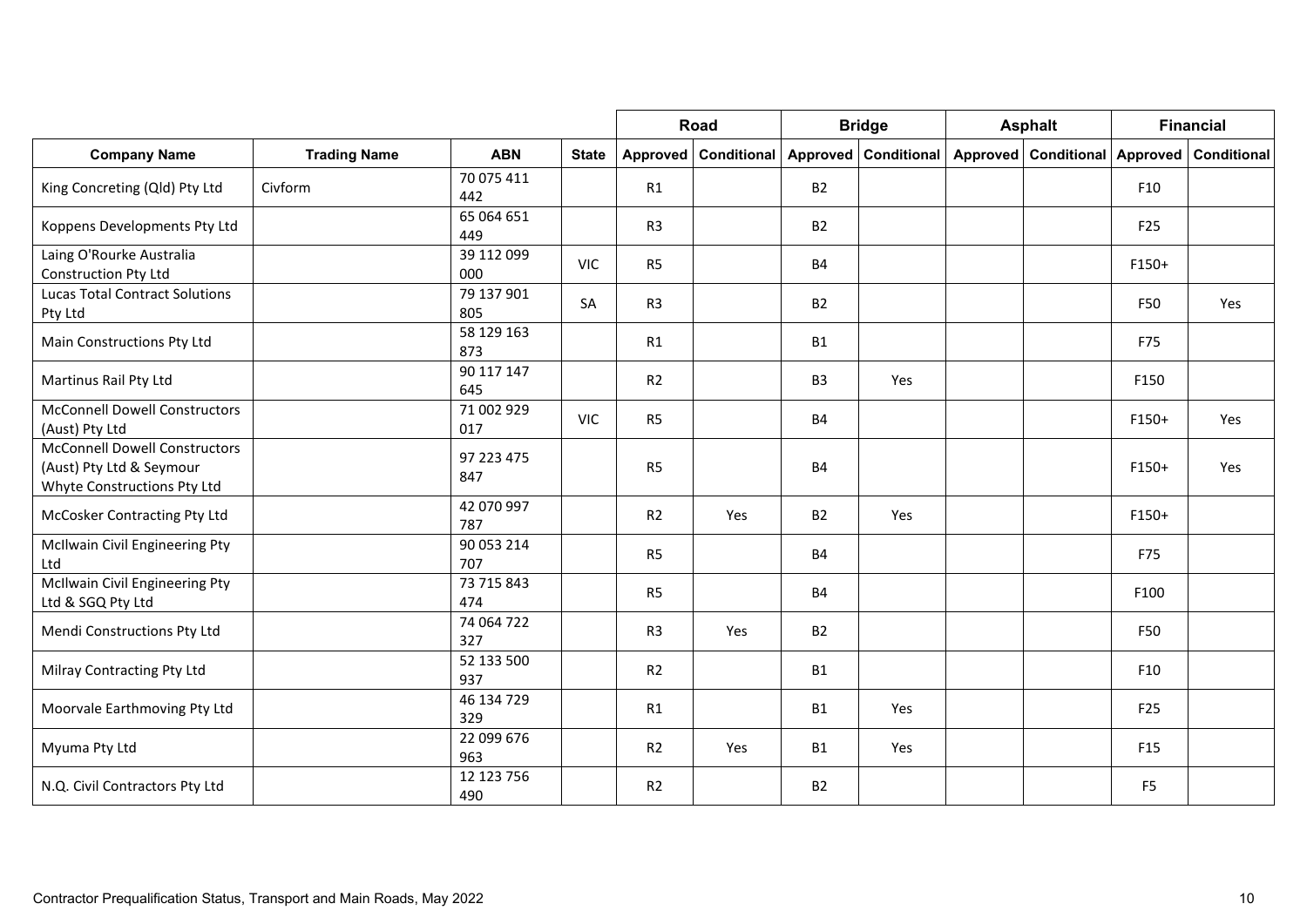| | | | | Road | | Bridge | | Asphalt | | Financial | |
|---|---|---|---|---|---|---|---|---|---|---|---|
| **Company Name** | **Trading Name** | **ABN** | **State** | **Approved** | **Conditional** | **Approved** | **Conditional** | **Approved** | **Conditional** | **Approved** | **Conditional** |
| King Concreting (Qld) Pty Ltd | Civform | 70 075 411 442 | | R1 | | B2 | | | | F10 | |
| Koppens Developments Pty Ltd | | 65 064 651 449 | | R3 | | B2 | | | | F25 | |
| Laing O'Rourke Australia Construction Pty Ltd | | 39 112 099 000 | VIC | R5 | | B4 | | | | F150+ | |
| Lucas Total Contract Solutions Pty Ltd | | 79 137 901 805 | SA | R3 | | B2 | | | | F50 | Yes |
| Main Constructions Pty Ltd | | 58 129 163 873 | | R1 | | B1 | | | | F75 | |
| Martinus Rail Pty Ltd | | 90 117 147 645 | | R2 | | B3 | Yes | | | F150 | |
| McConnell Dowell Constructors (Aust) Pty Ltd | | 71 002 929 017 | VIC | R5 | | B4 | | | | F150+ | Yes |
| McConnell Dowell Constructors (Aust) Pty Ltd & Seymour Whyte Constructions Pty Ltd | | 97 223 475 847 | | R5 | | B4 | | | | F150+ | Yes |
| McCosker Contracting Pty Ltd | | 42 070 997 787 | | R2 | Yes | B2 | Yes | | | F150+ | |
| McIlwain Civil Engineering Pty Ltd | | 90 053 214 707 | | R5 | | B4 | | | | F75 | |
| McIlwain Civil Engineering Pty Ltd & SGQ Pty Ltd | | 73 715 843 474 | | R5 | | B4 | | | | F100 | |
| Mendi Constructions Pty Ltd | | 74 064 722 327 | | R3 | Yes | B2 | | | | F50 | |
| Milray Contracting Pty Ltd | | 52 133 500 937 | | R2 | | B1 | | | | F10 | |
| Moorvale Earthmoving Pty Ltd | | 46 134 729 329 | | R1 | | B1 | Yes | | | F25 | |
| Myuma Pty Ltd | | 22 099 676 963 | | R2 | Yes | B1 | Yes | | | F15 | |
| N.Q. Civil Contractors Pty Ltd | | 12 123 756 490 | | R2 | | B2 | | | | F5 | |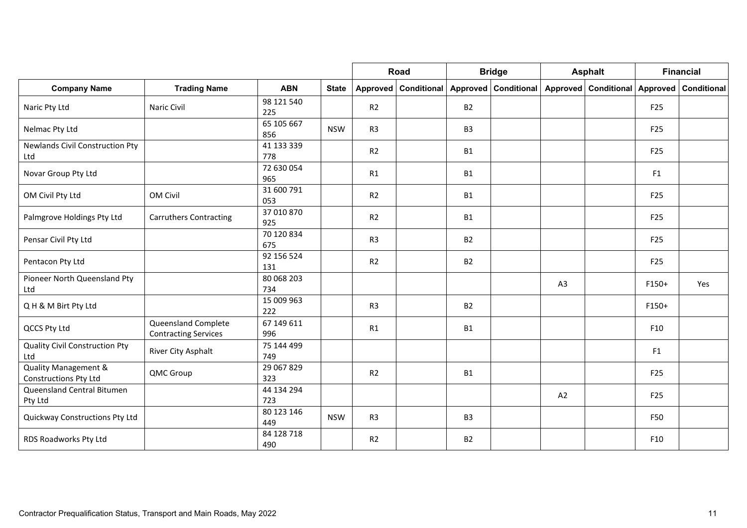| | | | | Road | | Bridge | | Asphalt | | Financial | |
|---|---|---|---|---|---|---|---|---|---|---|---|
| **Company Name** | **Trading Name** | **ABN** | **State** | **Approved** | **Conditional** | **Approved** | **Conditional** | **Approved** | **Conditional** | **Approved** | **Conditional** |
| Naric Pty Ltd | Naric Civil | 98 121 540 225 | | R2 | | B2 | | | | F25 | |
| Nelmac Pty Ltd | | 65 105 667 856 | NSW | R3 | | B3 | | | | F25 | |
| Newlands Civil Construction Pty Ltd | | 41 133 339 778 | | R2 | | B1 | | | | F25 | |
| Novar Group Pty Ltd | | 72 630 054 965 | | R1 | | B1 | | | | F1 | |
| OM Civil Pty Ltd | OM Civil | 31 600 791 053 | | R2 | | B1 | | | | F25 | |
| Palmgrove Holdings Pty Ltd | Carruthers Contracting | 37 010 870 925 | | R2 | | B1 | | | | F25 | |
| Pensar Civil Pty Ltd | | 70 120 834 675 | | R3 | | B2 | | | | F25 | |
| Pentacon Pty Ltd | | 92 156 524 131 | | R2 | | B2 | | | | F25 | |
| Pioneer North Queensland Pty Ltd | | 80 068 203 734 | | | | | | A3 | | F150+ | Yes |
| Q H & M Birt Pty Ltd | | 15 009 963 222 | | R3 | | B2 | | | | F150+ | |
| QCCS Pty Ltd | Queensland Complete Contracting Services | 67 149 611 996 | | R1 | | B1 | | | | F10 | |
| Quality Civil Construction Pty Ltd | River City Asphalt | 75 144 499 749 | | | | | | | | F1 | |
| Quality Management & Constructions Pty Ltd | QMC Group | 29 067 829 323 | | R2 | | B1 | | | | F25 | |
| Queensland Central Bitumen Pty Ltd | | 44 134 294 723 | | | | | | A2 | | F25 | |
| Quickway Constructions Pty Ltd | | 80 123 146 449 | NSW | R3 | | B3 | | | | F50 | |
| RDS Roadworks Pty Ltd | | 84 128 718 490 | | R2 | | B2 | | | | F10 | |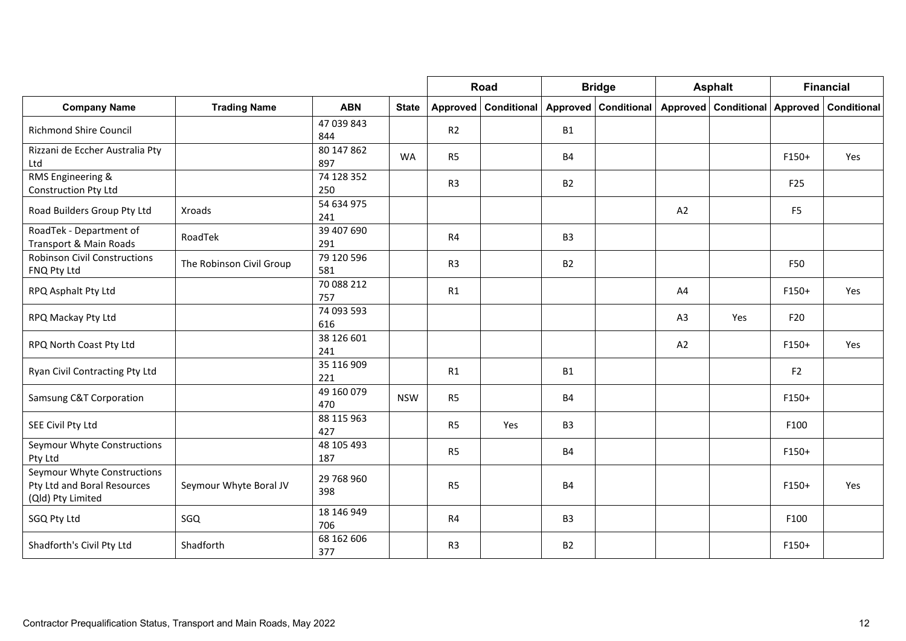| | | | | Road | | Bridge | | Asphalt | | Financial | |
|---|---|---|---|---|---|---|---|---|---|---|---|
| **Company Name** | **Trading Name** | **ABN** | **State** | **Approved** | **Conditional** | **Approved** | **Conditional** | **Approved** | **Conditional** | **Approved** | **Conditional** |
| Richmond Shire Council | | 47 039 843 844 | | R2 | | B1 | | | | | |
| Rizzani de Eccher Australia Pty Ltd | | 80 147 862 897 | WA | R5 | | B4 | | | | F150+ | Yes |
| RMS Engineering & Construction Pty Ltd | | 74 128 352 250 | | R3 | | B2 | | | | F25 | |
| Road Builders Group Pty Ltd | Xroads | 54 634 975 241 | | | | | | A2 | | F5 | |
| RoadTek - Department of Transport & Main Roads | RoadTek | 39 407 690 291 | | R4 | | B3 | | | | | |
| Robinson Civil Constructions FNQ Pty Ltd | The Robinson Civil Group | 79 120 596 581 | | R3 | | B2 | | | | F50 | |
| RPQ Asphalt Pty Ltd | | 70 088 212 757 | | R1 | | | | A4 | | F150+ | Yes |
| RPQ Mackay Pty Ltd | | 74 093 593 616 | | | | | | A3 | Yes | F20 | |
| RPQ North Coast Pty Ltd | | 38 126 601 241 | | | | | | A2 | | F150+ | Yes |
| Ryan Civil Contracting Pty Ltd | | 35 116 909 221 | | R1 | | B1 | | | | F2 | |
| Samsung C&T Corporation | | 49 160 079 470 | NSW | R5 | | B4 | | | | F150+ | |
| SEE Civil Pty Ltd | | 88 115 963 427 | | R5 | Yes | B3 | | | | F100 | |
| Seymour Whyte Constructions Pty Ltd | | 48 105 493 187 | | R5 | | B4 | | | | F150+ | |
| Seymour Whyte Constructions Pty Ltd and Boral Resources (Qld) Pty Limited | Seymour Whyte Boral JV | 29 768 960 398 | | R5 | | B4 | | | | F150+ | Yes |
| SGQ Pty Ltd | SGQ | 18 146 949 706 | | R4 | | B3 | | | | F100 | |
| Shadforth's Civil Pty Ltd | Shadforth | 68 162 606 377 | | R3 | | B2 | | | | F150+ | |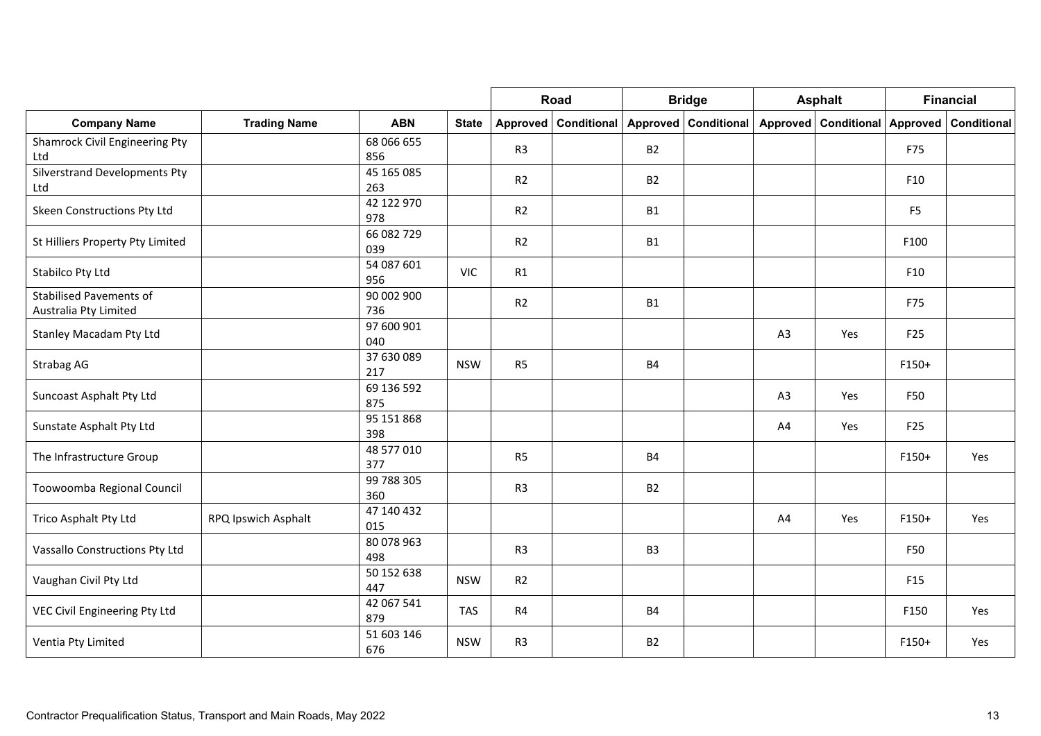| | | | | Road | | Bridge | | Asphalt | | Financial | |
|---|---|---|---|---|---|---|---|---|---|---|---|
| **Company Name** | **Trading Name** | **ABN** | **State** | **Approved** | **Conditional** | **Approved** | **Conditional** | **Approved** | **Conditional** | **Approved** | **Conditional** |
| Shamrock Civil Engineering Pty Ltd | | 68 066 655 856 | | R3 | | B2 | | | | F75 | |
| Silverstrand Developments Pty Ltd | | 45 165 085 263 | | R2 | | B2 | | | | F10 | |
| Skeen Constructions Pty Ltd | | 42 122 970 978 | | R2 | | B1 | | | | F5 | |
| St Hilliers Property Pty Limited | | 66 082 729 039 | | R2 | | B1 | | | | F100 | |
| Stabilco Pty Ltd | | 54 087 601 956 | VIC | R1 | | | | | | F10 | |
| Stabilised Pavements of Australia Pty Limited | | 90 002 900 736 | | R2 | | B1 | | | | F75 | |
| Stanley Macadam Pty Ltd | | 97 600 901 040 | | | | | | A3 | Yes | F25 | |
| Strabag AG | | 37 630 089 217 | NSW | R5 | | B4 | | | | F150+ | |
| Suncoast Asphalt Pty Ltd | | 69 136 592 875 | | | | | | A3 | Yes | F50 | |
| Sunstate Asphalt Pty Ltd | | 95 151 868 398 | | | | | | A4 | Yes | F25 | |
| The Infrastructure Group | | 48 577 010 377 | | R5 | | B4 | | | | F150+ | Yes |
| Toowoomba Regional Council | | 99 788 305 360 | | R3 | | B2 | | | | | |
| Trico Asphalt Pty Ltd | RPQ Ipswich Asphalt | 47 140 432 015 | | | | | | A4 | Yes | F150+ | Yes |
| Vassallo Constructions Pty Ltd | | 80 078 963 498 | | R3 | | B3 | | | | F50 | |
| Vaughan Civil Pty Ltd | | 50 152 638 447 | NSW | R2 | | | | | | F15 | |
| VEC Civil Engineering Pty Ltd | | 42 067 541 879 | TAS | R4 | | B4 | | | | F150 | Yes |
| Ventia Pty Limited | | 51 603 146 676 | NSW | R3 | | B2 | | | | F150+ | Yes |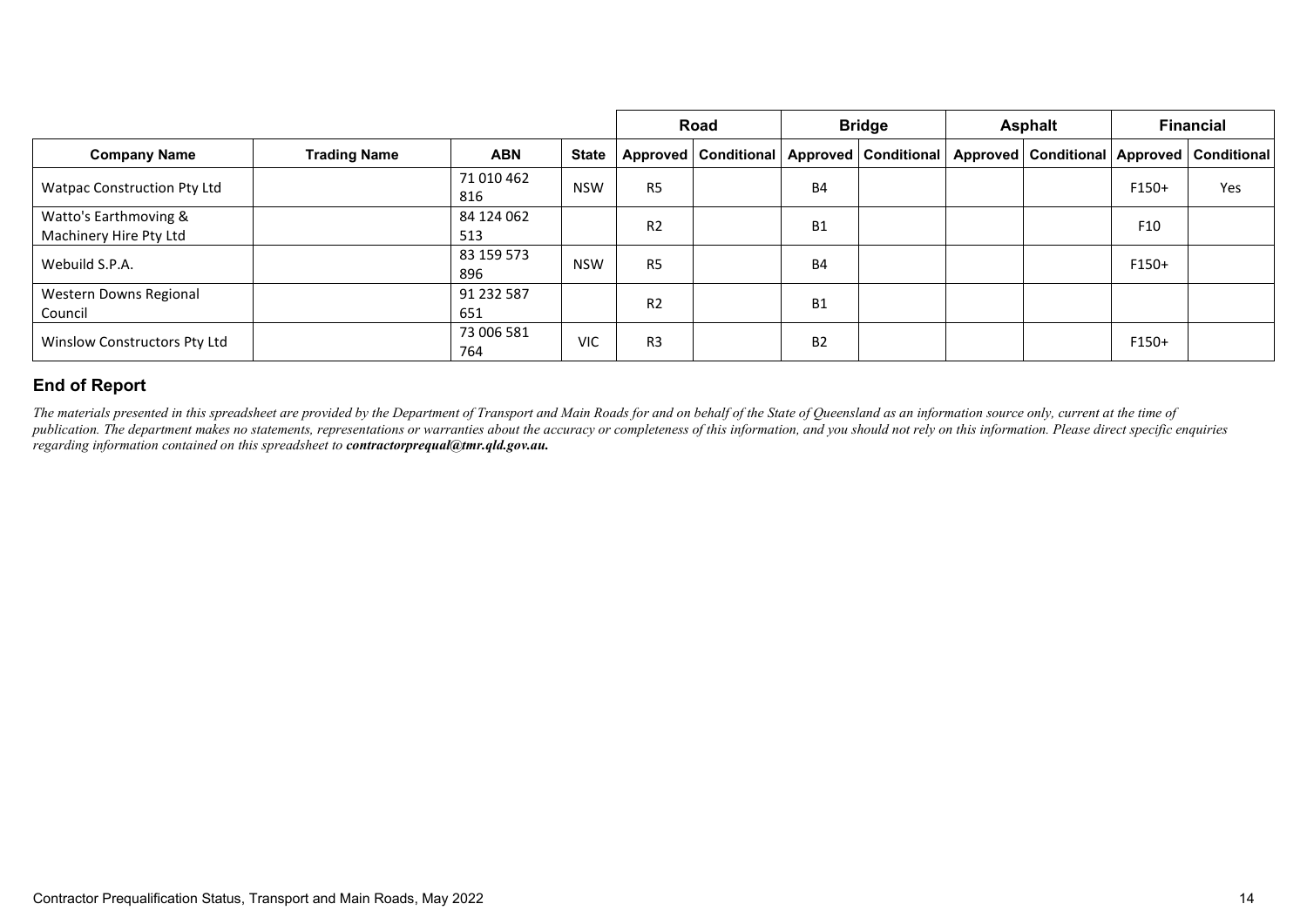| | | | | Road | | Bridge | | Asphalt | | Financial | |
|---|---|---|---|---|---|---|---|---|---|---|---|
| **Company Name** | **Trading Name** | **ABN** | **State** | **Approved** | **Conditional** | **Approved** | **Conditional** | **Approved** | **Conditional** | **Approved** | **Conditional** |
| Watpac Construction Pty Ltd | | 71 010 462 816 | NSW | R5 | | B4 | | | | F150+ | Yes |
| Watto's Earthmoving & Machinery Hire Pty Ltd | | 84 124 062 513 | | R2 | | B1 | | | | F10 | |
| Webuild S.P.A. | | 83 159 573 896 | NSW | R5 | | B4 | | | | F150+ | |
| Western Downs Regional Council | | 91 232 587 651 | | R2 | | B1 | | | | | |
| Winslow Constructors Pty Ltd | | 73 006 581 764 | VIC | R3 | | B2 | | | | F150+ | |

## End of Report

*The materials presented in this spreadsheet are provided by the Department of Transport and Main Roads for and on behalf of the State of Queensland as an information source only, current at the time of publication. The department makes no statements, representations or warranties about the accuracy or completeness of this information, and you should not rely on this information. Please direct specific enquiries regarding information contained on this spreadsheet to* ***contractorprequal@tmr.qld.gov.au.***